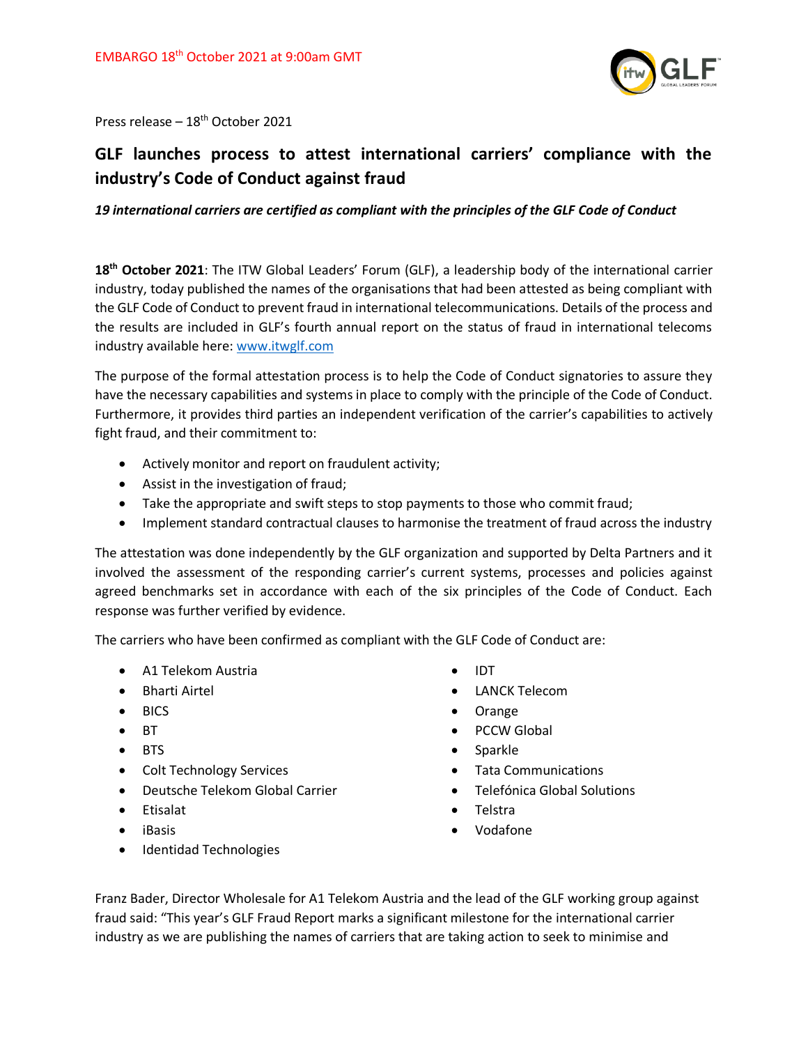EMBARGO 18th October 2021 at 9:00am GMT

Press release – 18th October 2021

# GLF launches process to attest international carriers' compliance with the industry's Code of Conduct against fraud

***19 international carriers are certified as compliant with the principles of the GLF Code of Conduct***

**18th October 2021**: The ITW Global Leaders' Forum (GLF), a leadership body of the international carrier industry, today published the names of the organisations that had been attested as being compliant with the GLF Code of Conduct to prevent fraud in international telecommunications. Details of the process and the results are included in GLF's fourth annual report on the status of fraud in international telecoms industry available here: [www.itwglf.com](www.itwglf.com)

The purpose of the formal attestation process is to help the Code of Conduct signatories to assure they have the necessary capabilities and systems in place to comply with the principle of the Code of Conduct. Furthermore, it provides third parties an independent verification of the carrier's capabilities to actively fight fraud, and their commitment to:

- Actively monitor and report on fraudulent activity;
- Assist in the investigation of fraud;
- Take the appropriate and swift steps to stop payments to those who commit fraud;
- Implement standard contractual clauses to harmonise the treatment of fraud across the industry

The attestation was done independently by the GLF organization and supported by Delta Partners and it involved the assessment of the responding carrier's current systems, processes and policies against agreed benchmarks set in accordance with each of the six principles of the Code of Conduct. Each response was further verified by evidence.

The carriers who have been confirmed as compliant with the GLF Code of Conduct are:

- A1 Telekom Austria
- Bharti Airtel
- BICS
- BT
- BTS
- Colt Technology Services
- Deutsche Telekom Global Carrier
- Etisalat
- iBasis
- Identidad Technologies
- IDT
- LANCK Telecom
- Orange
- PCCW Global
- Sparkle
- Tata Communications
- Telefónica Global Solutions
- Telstra
- Vodafone

Franz Bader, Director Wholesale for A1 Telekom Austria and the lead of the GLF working group against fraud said: "This year's GLF Fraud Report marks a significant milestone for the international carrier industry as we are publishing the names of carriers that are taking action to seek to minimise and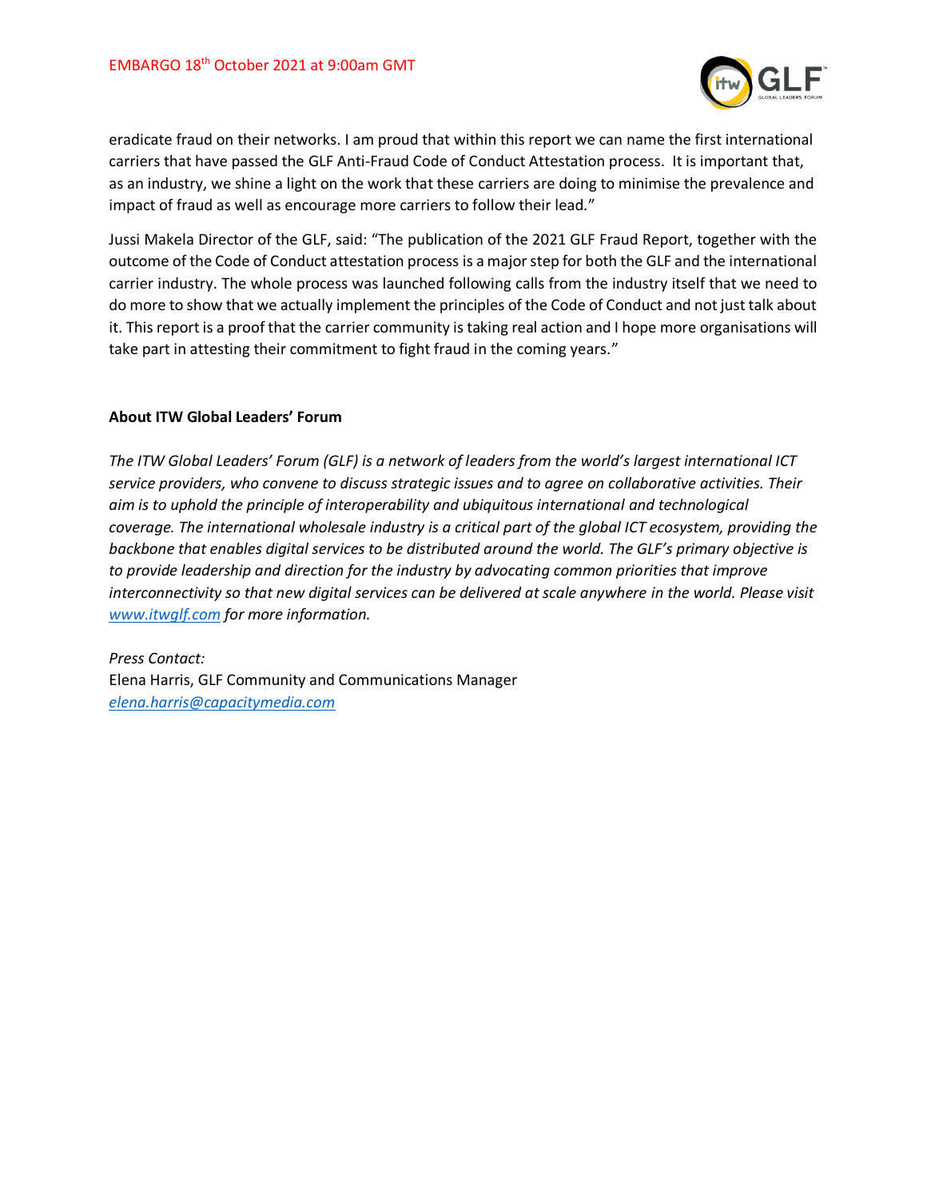eradicate fraud on their networks. I am proud that within this report we can name the first international carriers that have passed the GLF Anti-Fraud Code of Conduct Attestation process. It is important that, as an industry, we shine a light on the work that these carriers are doing to minimise the prevalence and impact of fraud as well as encourage more carriers to follow their lead."

Jussi Makela Director of the GLF, said: "The publication of the 2021 GLF Fraud Report, together with the outcome of the Code of Conduct attestation process is a major step for both the GLF and the international carrier industry. The whole process was launched following calls from the industry itself that we need to do more to show that we actually implement the principles of the Code of Conduct and not just talk about it. This report is a proof that the carrier community is taking real action and I hope more organisations will take part in attesting their commitment to fight fraud in the coming years."

**About ITW Global Leaders' Forum**

*The ITW Global Leaders' Forum (GLF) is a network of leaders from the world's largest international ICT service providers, who convene to discuss strategic issues and to agree on collaborative activities. Their aim is to uphold the principle of interoperability and ubiquitous international and technological coverage. The international wholesale industry is a critical part of the global ICT ecosystem, providing the backbone that enables digital services to be distributed around the world. The GLF's primary objective is to provide leadership and direction for the industry by advocating common priorities that improve interconnectivity so that new digital services can be delivered at scale anywhere in the world. Please visit [www.itwglf.com](http://www.itwglf.com) for more information.*

*Press Contact:*
Elena Harris, GLF Community and Communications Manager
*[elena.harris@capacitymedia.com](mailto:elena.harris@capacitymedia.com)*